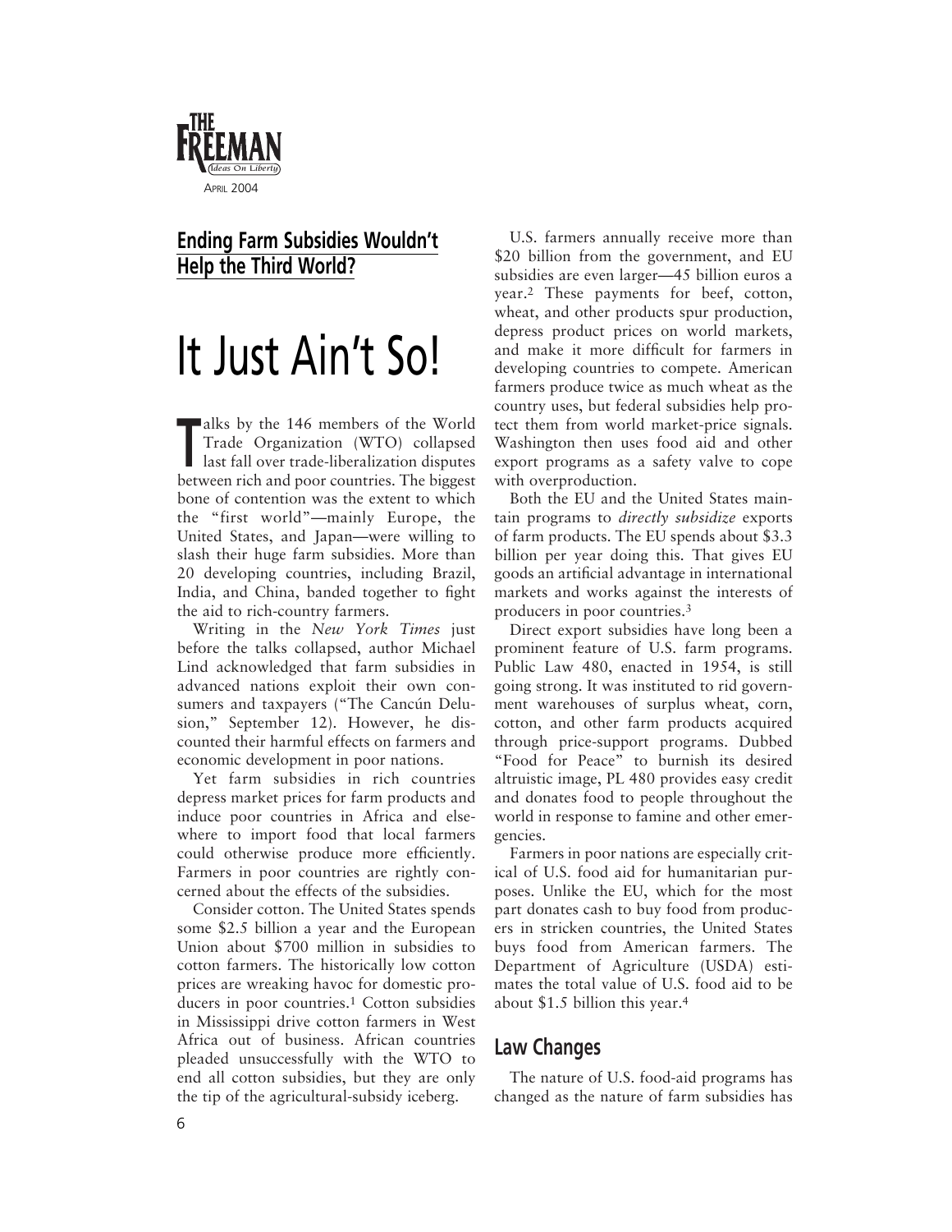## Ending Farm Subsidies Wouldn't Help the Third World?

# It Just Ain't So!

Talks by the 146 members of the World Trade Organization (WTO) collapsed last fall over trade-liberalization disputes between rich and poor countries. The biggest bone of contention was the extent to which the "first world"—mainly Europe, the United States, and Japan—were willing to slash their huge farm subsidies. More than 20 developing countries, including Brazil, India, and China, banded together to fight the aid to rich-country farmers.

Writing in the *New York Times* just before the talks collapsed, author Michael Lind acknowledged that farm subsidies in advanced nations exploit their own consumers and taxpayers ("The Cancún Delusion," September 12). However, he discounted their harmful effects on farmers and economic development in poor nations.

Yet farm subsidies in rich countries depress market prices for farm products and induce poor countries in Africa and elsewhere to import food that local farmers could otherwise produce more efficiently. Farmers in poor countries are rightly concerned about the effects of the subsidies.

Consider cotton. The United States spends some $2.5 billion a year and the European Union about $700 million in subsidies to cotton farmers. The historically low cotton prices are wreaking havoc for domestic producers in poor countries.[1] Cotton subsidies in Mississippi drive cotton farmers in West Africa out of business. African countries pleaded unsuccessfully with the WTO to end all cotton subsidies, but they are only the tip of the agricultural-subsidy iceberg.

U.S. farmers annually receive more than $20 billion from the government, and EU subsidies are even larger—45 billion euros a year.[2] These payments for beef, cotton, wheat, and other products spur production, depress product prices on world markets, and make it more difficult for farmers in developing countries to compete. American farmers produce twice as much wheat as the country uses, but federal subsidies help protect them from world market-price signals. Washington then uses food aid and other export programs as a safety valve to cope with overproduction.

Both the EU and the United States maintain programs to *directly subsidize* exports of farm products. The EU spends about $3.3 billion per year doing this. That gives EU goods an artificial advantage in international markets and works against the interests of producers in poor countries.[3]

Direct export subsidies have long been a prominent feature of U.S. farm programs. Public Law 480, enacted in 1954, is still going strong. It was instituted to rid government warehouses of surplus wheat, corn, cotton, and other farm products acquired through price-support programs. Dubbed "Food for Peace" to burnish its desired altruistic image, PL 480 provides easy credit and donates food to people throughout the world in response to famine and other emergencies.

Farmers in poor nations are especially critical of U.S. food aid for humanitarian purposes. Unlike the EU, which for the most part donates cash to buy food from producers in stricken countries, the United States buys food from American farmers. The Department of Agriculture (USDA) estimates the total value of U.S. food aid to be about $1.5 billion this year.[4]

## Law Changes

The nature of U.S. food-aid programs has changed as the nature of farm subsidies has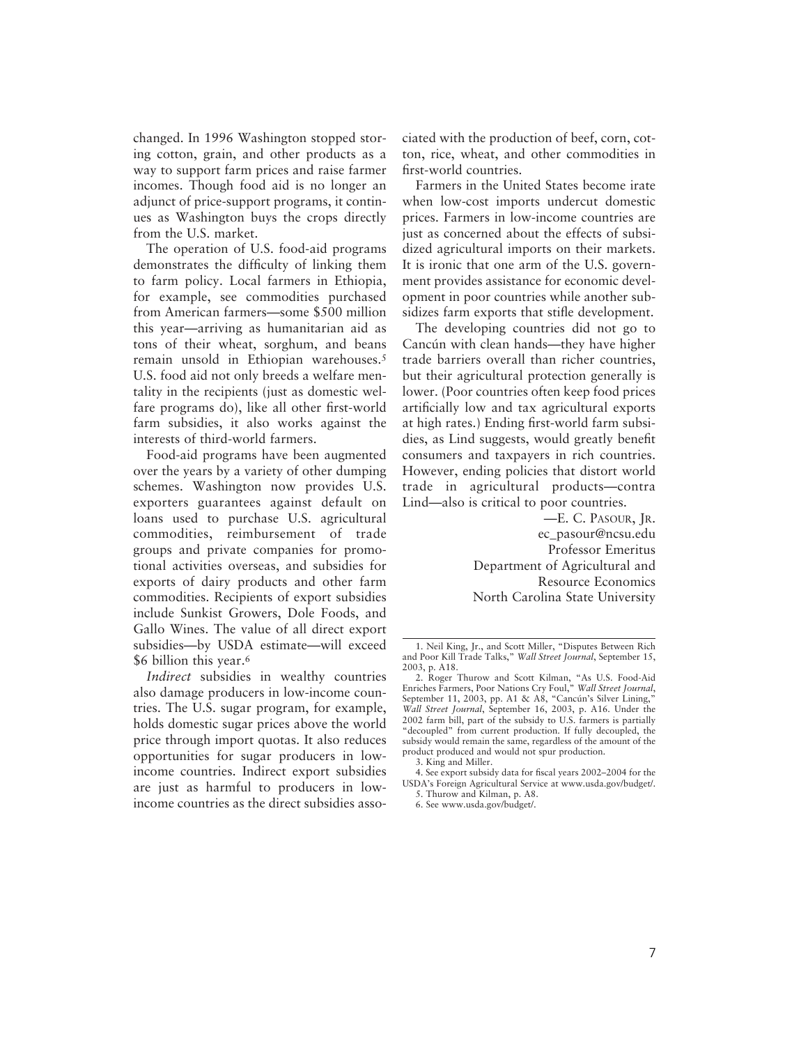changed. In 1996 Washington stopped storing cotton, grain, and other products as a way to support farm prices and raise farmer incomes. Though food aid is no longer an adjunct of price-support programs, it continues as Washington buys the crops directly from the U.S. market.

The operation of U.S. food-aid programs demonstrates the difficulty of linking them to farm policy. Local farmers in Ethiopia, for example, see commodities purchased from American farmers—some $500 million this year—arriving as humanitarian aid as tons of their wheat, sorghum, and beans remain unsold in Ethiopian warehouses.[5] U.S. food aid not only breeds a welfare mentality in the recipients (just as domestic welfare programs do), like all other first-world farm subsidies, it also works against the interests of third-world farmers.

Food-aid programs have been augmented over the years by a variety of other dumping schemes. Washington now provides U.S. exporters guarantees against default on loans used to purchase U.S. agricultural commodities, reimbursement of trade groups and private companies for promotional activities overseas, and subsidies for exports of dairy products and other farm commodities. Recipients of export subsidies include Sunkist Growers, Dole Foods, and Gallo Wines. The value of all direct export subsidies—by USDA estimate—will exceed $6 billion this year.[6]

*Indirect* subsidies in wealthy countries also damage producers in low-income countries. The U.S. sugar program, for example, holds domestic sugar prices above the world price through import quotas. It also reduces opportunities for sugar producers in low-income countries. Indirect export subsidies are just as harmful to producers in low-income countries as the direct subsidies associated with the production of beef, corn, cotton, rice, wheat, and other commodities in first-world countries.

Farmers in the United States become irate when low-cost imports undercut domestic prices. Farmers in low-income countries are just as concerned about the effects of subsidized agricultural imports on their markets. It is ironic that one arm of the U.S. government provides assistance for economic development in poor countries while another subsidizes farm exports that stifle development.

The developing countries did not go to Cancún with clean hands—they have higher trade barriers overall than richer countries, but their agricultural protection generally is lower. (Poor countries often keep food prices artificially low and tax agricultural exports at high rates.) Ending first-world farm subsidies, as Lind suggests, would greatly benefit consumers and taxpayers in rich countries. However, ending policies that distort world trade in agricultural products—contra Lind—also is critical to poor countries.

—E. C. Pasour, Jr.
ec_pasour@ncsu.edu
Professor Emeritus
Department of Agricultural and Resource Economics
North Carolina State University

---

1. Neil King, Jr., and Scott Miller, "Disputes Between Rich and Poor Kill Trade Talks," *Wall Street Journal*, September 15, 2003, p. A18.
2. Roger Thurow and Scott Kilman, "As U.S. Food-Aid Enriches Farmers, Poor Nations Cry Foul," *Wall Street Journal*, September 11, 2003, pp. A1 & A8, "Cancún's Silver Lining," *Wall Street Journal*, September 16, 2003, p. A16. Under the 2002 farm bill, part of the subsidy to U.S. farmers is partially "decoupled" from current production. If fully decoupled, the subsidy would remain the same, regardless of the amount of the product produced and would not spur production.
3. King and Miller.
4. See export subsidy data for fiscal years 2002–2004 for the USDA's Foreign Agricultural Service at www.usda.gov/budget/.
5. Thurow and Kilman, p. A8.
6. See www.usda.gov/budget/.